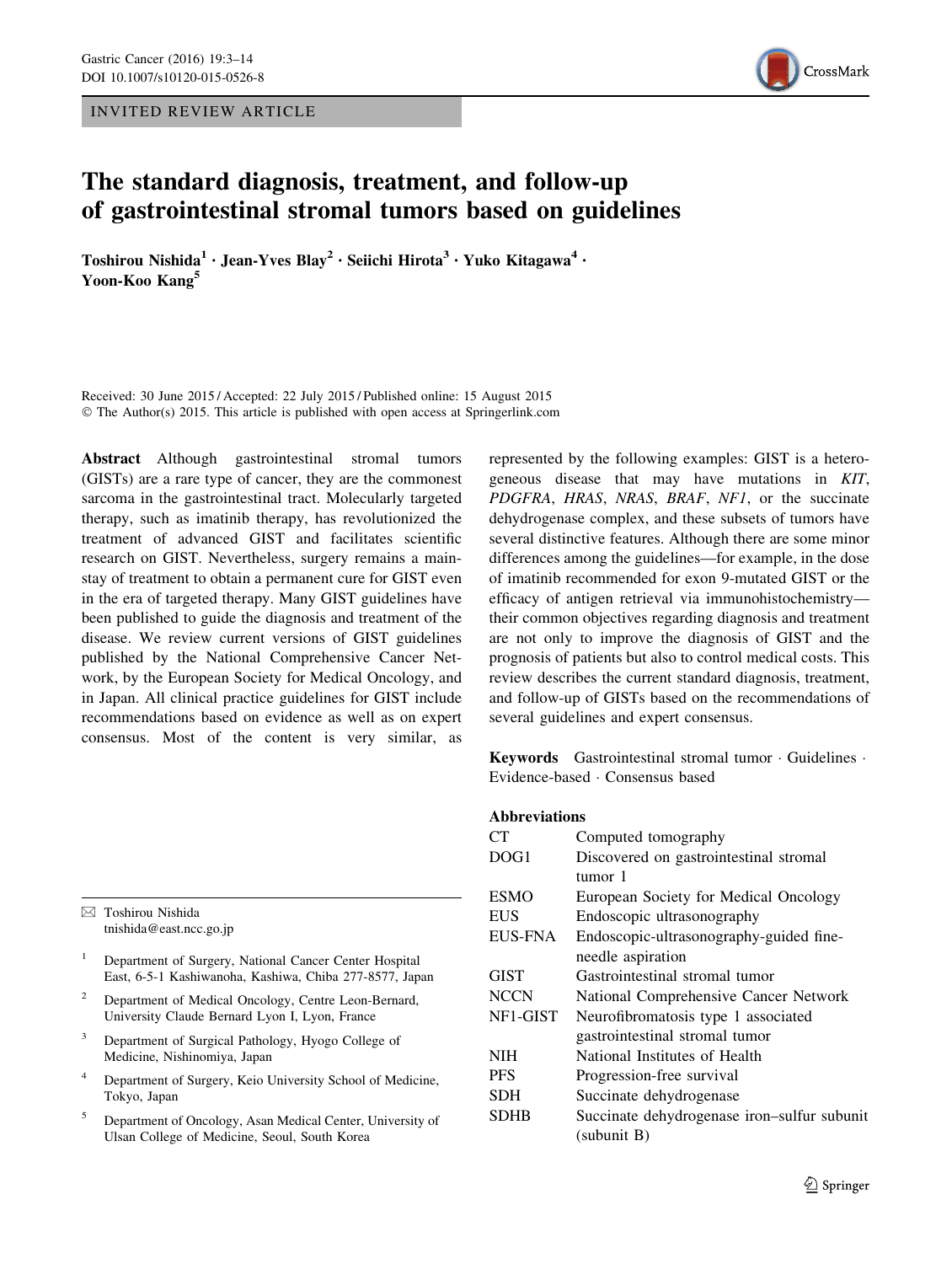INVITED REVIEW ARTICLE

# The standard diagnosis, treatment, and follow-up of gastrointestinal stromal tumors based on guidelines

**Toshirou Nishida[1] · Jean-Yves Blay[2] · Seiichi Hirota[3] · Yuko Kitagawa[4] · Yoon-Koo Kang[5]**

Received: 30 June 2015 / Accepted: 22 July 2015 / Published online: 15 August 2015
© The Author(s) 2015. This article is published with open access at Springerlink.com

**Abstract** Although gastrointestinal stromal tumors (GISTs) are a rare type of cancer, they are the commonest sarcoma in the gastrointestinal tract. Molecularly targeted therapy, such as imatinib therapy, has revolutionized the treatment of advanced GIST and facilitates scientific research on GIST. Nevertheless, surgery remains a mainstay of treatment to obtain a permanent cure for GIST even in the era of targeted therapy. Many GIST guidelines have been published to guide the diagnosis and treatment of the disease. We review current versions of GIST guidelines published by the National Comprehensive Cancer Network, by the European Society for Medical Oncology, and in Japan. All clinical practice guidelines for GIST include recommendations based on evidence as well as on expert consensus. Most of the content is very similar, as represented by the following examples: GIST is a heterogeneous disease that may have mutations in *KIT*, *PDGFRA*, *HRAS*, *NRAS*, *BRAF*, *NF1*, or the succinate dehydrogenase complex, and these subsets of tumors have several distinctive features. Although there are some minor differences among the guidelines—for example, in the dose of imatinib recommended for exon 9-mutated GIST or the efficacy of antigen retrieval via immunohistochemistry—their common objectives regarding diagnosis and treatment are not only to improve the diagnosis of GIST and the prognosis of patients but also to control medical costs. This review describes the current standard diagnosis, treatment, and follow-up of GISTs based on the recommendations of several guidelines and expert consensus.

**Keywords** Gastrointestinal stromal tumor · Guidelines · Evidence-based · Consensus based

**Abbreviations**

| | |
|---|---|
| CT | Computed tomography |
| DOG1 | Discovered on gastrointestinal stromal tumor 1 |
| ESMO | European Society for Medical Oncology |
| EUS | Endoscopic ultrasonography |
| EUS-FNA | Endoscopic-ultrasonography-guided fine-needle aspiration |
| GIST | Gastrointestinal stromal tumor |
| NCCN | National Comprehensive Cancer Network |
| NF1-GIST | Neurofibromatosis type 1 associated gastrointestinal stromal tumor |
| NIH | National Institutes of Health |
| PFS | Progression-free survival |
| SDH | Succinate dehydrogenase |
| SDHB | Succinate dehydrogenase iron–sulfur subunit (subunit B) |

✉ Toshirou Nishida
tnishida@east.ncc.go.jp

1 Department of Surgery, National Cancer Center Hospital East, 6-5-1 Kashiwanoha, Kashiwa, Chiba 277-8577, Japan

2 Department of Medical Oncology, Centre Leon-Bernard, University Claude Bernard Lyon I, Lyon, France

3 Department of Surgical Pathology, Hyogo College of Medicine, Nishinomiya, Japan

4 Department of Surgery, Keio University School of Medicine, Tokyo, Japan

5 Department of Oncology, Asan Medical Center, University of Ulsan College of Medicine, Seoul, South Korea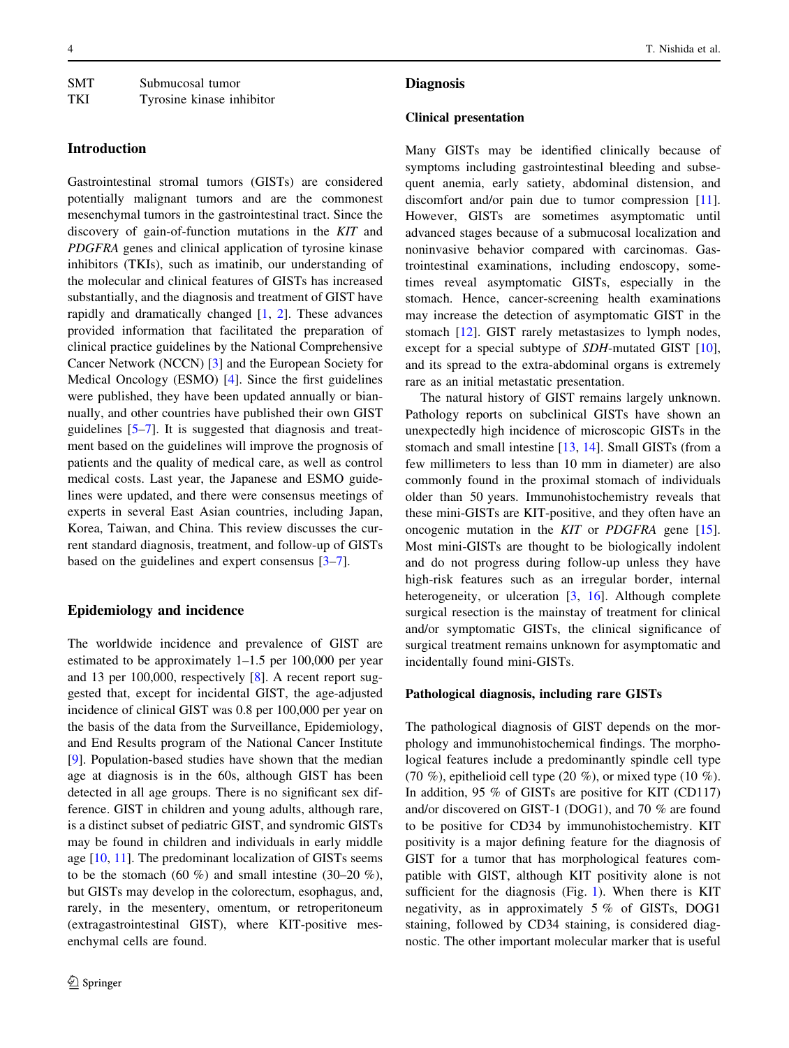| SMT | Submucosal tumor |
| --- | --- |
| TKI | Tyrosine kinase inhibitor |

## Introduction

Gastrointestinal stromal tumors (GISTs) are considered potentially malignant tumors and are the commonest mesenchymal tumors in the gastrointestinal tract. Since the discovery of gain-of-function mutations in the *KIT* and *PDGFRA* genes and clinical application of tyrosine kinase inhibitors (TKIs), such as imatinib, our understanding of the molecular and clinical features of GISTs has increased substantially, and the diagnosis and treatment of GIST have rapidly and dramatically changed [1, 2]. These advances provided information that facilitated the preparation of clinical practice guidelines by the National Comprehensive Cancer Network (NCCN) [3] and the European Society for Medical Oncology (ESMO) [4]. Since the first guidelines were published, they have been updated annually or biannually, and other countries have published their own GIST guidelines [5–7]. It is suggested that diagnosis and treatment based on the guidelines will improve the prognosis of patients and the quality of medical care, as well as control medical costs. Last year, the Japanese and ESMO guidelines were updated, and there were consensus meetings of experts in several East Asian countries, including Japan, Korea, Taiwan, and China. This review discusses the current standard diagnosis, treatment, and follow-up of GISTs based on the guidelines and expert consensus [3–7].

## Epidemiology and incidence

The worldwide incidence and prevalence of GIST are estimated to be approximately 1–1.5 per 100,000 per year and 13 per 100,000, respectively [8]. A recent report suggested that, except for incidental GIST, the age-adjusted incidence of clinical GIST was 0.8 per 100,000 per year on the basis of the data from the Surveillance, Epidemiology, and End Results program of the National Cancer Institute [9]. Population-based studies have shown that the median age at diagnosis is in the 60s, although GIST has been detected in all age groups. There is no significant sex difference. GIST in children and young adults, although rare, is a distinct subset of pediatric GIST, and syndromic GISTs may be found in children and individuals in early middle age [10, 11]. The predominant localization of GISTs seems to be the stomach (60 %) and small intestine (30–20 %), but GISTs may develop in the colorectum, esophagus, and, rarely, in the mesentery, omentum, or retroperitoneum (extragastrointestinal GIST), where KIT-positive mesenchymal cells are found.

## Diagnosis

### Clinical presentation

Many GISTs may be identified clinically because of symptoms including gastrointestinal bleeding and subsequent anemia, early satiety, abdominal distension, and discomfort and/or pain due to tumor compression [11]. However, GISTs are sometimes asymptomatic until advanced stages because of a submucosal localization and noninvasive behavior compared with carcinomas. Gastrointestinal examinations, including endoscopy, sometimes reveal asymptomatic GISTs, especially in the stomach. Hence, cancer-screening health examinations may increase the detection of asymptomatic GIST in the stomach [12]. GIST rarely metastasizes to lymph nodes, except for a special subtype of *SDH*-mutated GIST [10], and its spread to the extra-abdominal organs is extremely rare as an initial metastatic presentation.

The natural history of GIST remains largely unknown. Pathology reports on subclinical GISTs have shown an unexpectedly high incidence of microscopic GISTs in the stomach and small intestine [13, 14]. Small GISTs (from a few millimeters to less than 10 mm in diameter) are also commonly found in the proximal stomach of individuals older than 50 years. Immunohistochemistry reveals that these mini-GISTs are KIT-positive, and they often have an oncogenic mutation in the *KIT* or *PDGFRA* gene [15]. Most mini-GISTs are thought to be biologically indolent and do not progress during follow-up unless they have high-risk features such as an irregular border, internal heterogeneity, or ulceration [3, 16]. Although complete surgical resection is the mainstay of treatment for clinical and/or symptomatic GISTs, the clinical significance of surgical treatment remains unknown for asymptomatic and incidentally found mini-GISTs.

### Pathological diagnosis, including rare GISTs

The pathological diagnosis of GIST depends on the morphology and immunohistochemical findings. The morphological features include a predominantly spindle cell type (70 %), epithelioid cell type (20 %), or mixed type (10 %). In addition, 95 % of GISTs are positive for KIT (CD117) and/or discovered on GIST-1 (DOG1), and 70 % are found to be positive for CD34 by immunohistochemistry. KIT positivity is a major defining feature for the diagnosis of GIST for a tumor that has morphological features compatible with GIST, although KIT positivity alone is not sufficient for the diagnosis (Fig. 1). When there is KIT negativity, as in approximately 5 % of GISTs, DOG1 staining, followed by CD34 staining, is considered diagnostic. The other important molecular marker that is useful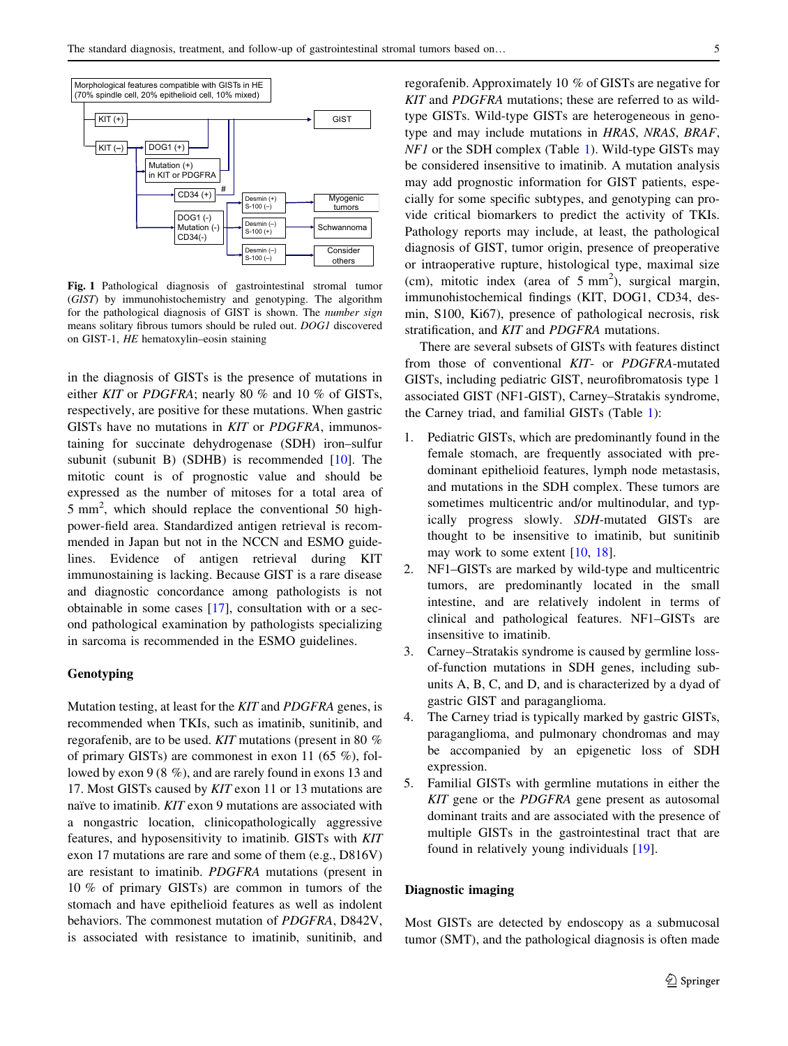Morphological features compatible with GISTs in HE (70% spindle cell, 20% epithelioid cell, 10% mixed)

KIT (+) → GIST

KIT (–) → DOG1 (+) → GIST

KIT (–) → Mutation (+) in KIT or PDGFRA → GIST

KIT (–) → CD34 (+) # → GIST

KIT (–) → DOG1 (-) Mutation (-) CD34(-) → Desmin (+) S-100 (–) → Myogenic tumors

KIT (–) → DOG1 (-) Mutation (-) CD34(-) → Desmin (–) S-100 (+) → Schwannoma

KIT (–) → DOG1 (-) Mutation (-) CD34(-) → Desmin (–) S-100 (–) → Consider others

**Fig. 1** Pathological diagnosis of gastrointestinal stromal tumor (*GIST*) by immunohistochemistry and genotyping. The algorithm for the pathological diagnosis of GIST is shown. The *number sign* means solitary fibrous tumors should be ruled out. *DOG1* discovered on GIST-1, *HE* hematoxylin–eosin staining

in the diagnosis of GISTs is the presence of mutations in either *KIT* or *PDGFRA*; nearly 80 % and 10 % of GISTs, respectively, are positive for these mutations. When gastric GISTs have no mutations in *KIT* or *PDGFRA*, immunostaining for succinate dehydrogenase (SDH) iron–sulfur subunit (subunit B) (SDHB) is recommended [10]. The mitotic count is of prognostic value and should be expressed as the number of mitoses for a total area of 5 $mm^2$, which should replace the conventional 50 high-power-field area. Standardized antigen retrieval is recommended in Japan but not in the NCCN and ESMO guidelines. Evidence of antigen retrieval during KIT immunostaining is lacking. Because GIST is a rare disease and diagnostic concordance among pathologists is not obtainable in some cases [17], consultation with or a second pathological examination by pathologists specializing in sarcoma is recommended in the ESMO guidelines.

## Genotyping

Mutation testing, at least for the *KIT* and *PDGFRA* genes, is recommended when TKIs, such as imatinib, sunitinib, and regorafenib, are to be used. *KIT* mutations (present in 80 % of primary GISTs) are commonest in exon 11 (65 %), followed by exon 9 (8 %), and are rarely found in exons 13 and 17. Most GISTs caused by *KIT* exon 11 or 13 mutations are naïve to imatinib. *KIT* exon 9 mutations are associated with a nongastric location, clinicopathologically aggressive features, and hyposensitivity to imatinib. GISTs with *KIT* exon 17 mutations are rare and some of them (e.g., D816V) are resistant to imatinib. *PDGFRA* mutations (present in 10 % of primary GISTs) are common in tumors of the stomach and have epithelioid features as well as indolent behaviors. The commonest mutation of *PDGFRA*, D842V, is associated with resistance to imatinib, sunitinib, and regorafenib. Approximately 10 % of GISTs are negative for *KIT* and *PDGFRA* mutations; these are referred to as wild-type GISTs. Wild-type GISTs are heterogeneous in genotype and may include mutations in *HRAS*, *NRAS*, *BRAF*, *NF1* or the SDH complex (Table 1). Wild-type GISTs may be considered insensitive to imatinib. A mutation analysis may add prognostic information for GIST patients, especially for some specific subtypes, and genotyping can provide critical biomarkers to predict the activity of TKIs. Pathology reports may include, at least, the pathological diagnosis of GIST, tumor origin, presence of preoperative or intraoperative rupture, histological type, maximal size (cm), mitotic index (area of 5 $mm^2$), surgical margin, immunohistochemical findings (KIT, DOG1, CD34, desmin, S100, Ki67), presence of pathological necrosis, risk stratification, and *KIT* and *PDGFRA* mutations.

There are several subsets of GISTs with features distinct from those of conventional *KIT*- or *PDGFRA*-mutated GISTs, including pediatric GIST, neurofibromatosis type 1 associated GIST (NF1-GIST), Carney–Stratakis syndrome, the Carney triad, and familial GISTs (Table 1):

1. Pediatric GISTs, which are predominantly found in the female stomach, are frequently associated with predominant epithelioid features, lymph node metastasis, and mutations in the SDH complex. These tumors are sometimes multicentric and/or multinodular, and typically progress slowly. *SDH*-mutated GISTs are thought to be insensitive to imatinib, but sunitinib may work to some extent [10, 18].
2. NF1–GISTs are marked by wild-type and multicentric tumors, are predominantly located in the small intestine, and are relatively indolent in terms of clinical and pathological features. NF1–GISTs are insensitive to imatinib.
3. Carney–Stratakis syndrome is caused by germline loss-of-function mutations in SDH genes, including subunits A, B, C, and D, and is characterized by a dyad of gastric GIST and paraganglioma.
4. The Carney triad is typically marked by gastric GISTs, paraganglioma, and pulmonary chondromas and may be accompanied by an epigenetic loss of SDH expression.
5. Familial GISTs with germline mutations in either the *KIT* gene or the *PDGFRA* gene present as autosomal dominant traits and are associated with the presence of multiple GISTs in the gastrointestinal tract that are found in relatively young individuals [19].

## Diagnostic imaging

Most GISTs are detected by endoscopy as a submucosal tumor (SMT), and the pathological diagnosis is often made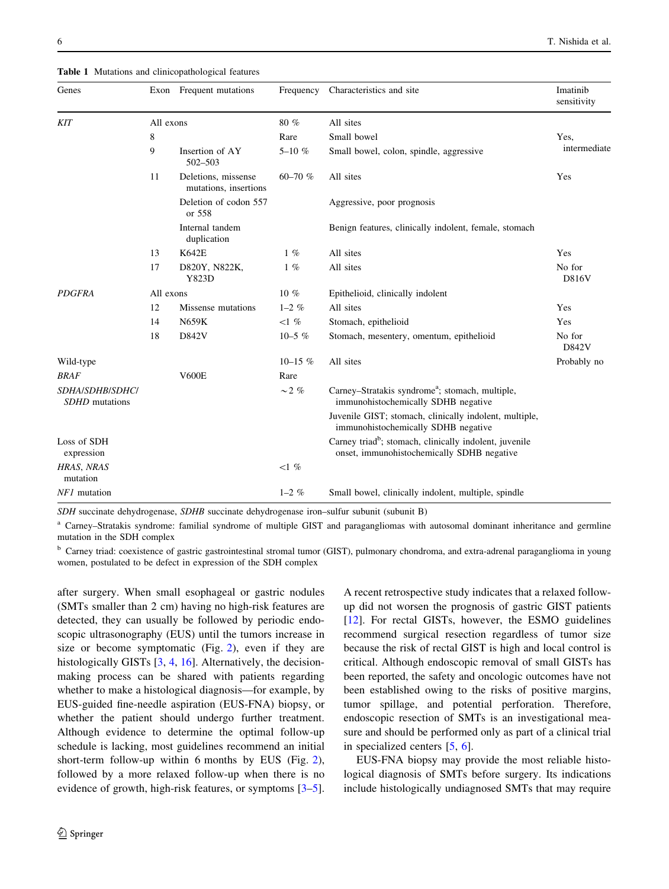**Table 1** Mutations and clinicopathological features

| Genes | Exon | Frequent mutations | Frequency | Characteristics and site | Imatinib sensitivity |
|---|---|---|---|---|---|
| *KIT* | All exons | | 80 % | All sites | |
| | 8 | | Rare | Small bowel | Yes, intermediate |
| | 9 | Insertion of AY 502–503 | 5–10 % | Small bowel, colon, spindle, aggressive | |
| | 11 | Deletions, missense mutations, insertions | 60–70 % | All sites | Yes |
| | | Deletion of codon 557 or 558 | | Aggressive, poor prognosis | |
| | | Internal tandem duplication | | Benign features, clinically indolent, female, stomach | |
| | 13 | K642E | 1 % | All sites | Yes |
| | 17 | D820Y, N822K, Y823D | 1 % | All sites | No for D816V |
| *PDGFRA* | All exons | | 10 % | Epithelioid, clinically indolent | |
| | 12 | Missense mutations | 1–2 % | All sites | Yes |
| | 14 | N659K | <1 % | Stomach, epithelioid | Yes |
| | 18 | D842V | 10–5 % | Stomach, mesentery, omentum, epithelioid | No for D842V |
| Wild-type | | | 10–15 % | All sites | Probably no |
| *BRAF* | | V600E | Rare | | |
| *SDHA/SDHB/SDHC/SDHD* mutations | | | ~2 % | Carney–Stratakis syndrome[a]; stomach, multiple, immunohistochemically SDHB negative | |
| | | | | Juvenile GIST; stomach, clinically indolent, multiple, immunohistochemically SDHB negative | |
| Loss of SDH expression | | | | Carney triad[b]; stomach, clinically indolent, juvenile onset, immunohistochemically SDHB negative | |
| *HRAS, NRAS* mutation | | | <1 % | | |
| *NF1* mutation | | | 1–2 % | Small bowel, clinically indolent, multiple, spindle | |

*SDH* succinate dehydrogenase, *SDHB* succinate dehydrogenase iron–sulfur subunit (subunit B)

[a] Carney–Stratakis syndrome: familial syndrome of multiple GIST and paragangliomas with autosomal dominant inheritance and germline mutation in the SDH complex

[b] Carney triad: coexistence of gastric gastrointestinal stromal tumor (GIST), pulmonary chondroma, and extra-adrenal paraganglioma in young women, postulated to be defect in expression of the SDH complex

after surgery. When small esophageal or gastric nodules (SMTs smaller than 2 cm) having no high-risk features are detected, they can usually be followed by periodic endoscopic ultrasonography (EUS) until the tumors increase in size or become symptomatic (Fig. 2), even if they are histologically GISTs [3, 4, 16]. Alternatively, the decision-making process can be shared with patients regarding whether to make a histological diagnosis—for example, by EUS-guided fine-needle aspiration (EUS-FNA) biopsy, or whether the patient should undergo further treatment. Although evidence to determine the optimal follow-up schedule is lacking, most guidelines recommend an initial short-term follow-up within 6 months by EUS (Fig. 2), followed by a more relaxed follow-up when there is no evidence of growth, high-risk features, or symptoms [3–5]. A recent retrospective study indicates that a relaxed follow-up did not worsen the prognosis of gastric GIST patients [12]. For rectal GISTs, however, the ESMO guidelines recommend surgical resection regardless of tumor size because the risk of rectal GIST is high and local control is critical. Although endoscopic removal of small GISTs has been reported, the safety and oncologic outcomes have not been established owing to the risks of positive margins, tumor spillage, and potential perforation. Therefore, endoscopic resection of SMTs is an investigational measure and should be performed only as part of a clinical trial in specialized centers [5, 6].

EUS-FNA biopsy may provide the most reliable histological diagnosis of SMTs before surgery. Its indications include histologically undiagnosed SMTs that may require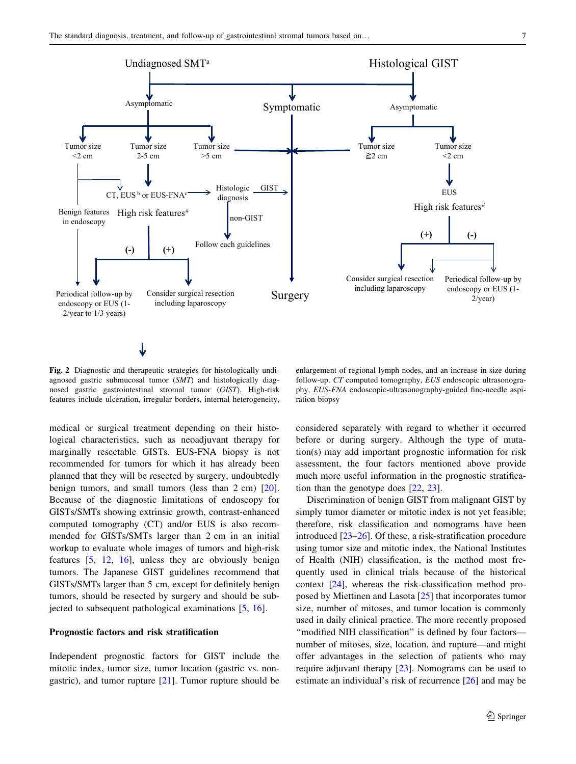**Fig. 2** Diagnostic and therapeutic strategies for histologically undiagnosed gastric submucosal tumor (*SMT*) and histologically diagnosed gastric gastrointestinal stromal tumor (*GIST*). High-risk features include ulceration, irregular borders, internal heterogeneity, enlargement of regional lymph nodes, and an increase in size during follow-up. *CT* computed tomography, *EUS* endoscopic ultrasonography, *EUS-FNA* endoscopic-ultrasonography-guided fine-needle aspiration biopsy

medical or surgical treatment depending on their histological characteristics, such as neoadjuvant therapy for marginally resectable GISTs. EUS-FNA biopsy is not recommended for tumors for which it has already been planned that they will be resected by surgery, undoubtedly benign tumors, and small tumors (less than 2 cm) [20]. Because of the diagnostic limitations of endoscopy for GISTs/SMTs showing extrinsic growth, contrast-enhanced computed tomography (CT) and/or EUS is also recommended for GISTs/SMTs larger than 2 cm in an initial workup to evaluate whole images of tumors and high-risk features [5, 12, 16], unless they are obviously benign tumors. The Japanese GIST guidelines recommend that GISTs/SMTs larger than 5 cm, except for definitely benign tumors, should be resected by surgery and should be subjected to subsequent pathological examinations [5, 16].

## Prognostic factors and risk stratification

Independent prognostic factors for GIST include the mitotic index, tumor size, tumor location (gastric vs. nongastric), and tumor rupture [21]. Tumor rupture should be considered separately with regard to whether it occurred before or during surgery. Although the type of mutation(s) may add important prognostic information for risk assessment, the four factors mentioned above provide much more useful information in the prognostic stratification than the genotype does [22, 23].

Discrimination of benign GIST from malignant GIST by simply tumor diameter or mitotic index is not yet feasible; therefore, risk classification and nomograms have been introduced [23–26]. Of these, a risk-stratification procedure using tumor size and mitotic index, the National Institutes of Health (NIH) classification, is the method most frequently used in clinical trials because of the historical context [24], whereas the risk-classification method proposed by Miettinen and Lasota [25] that incorporates tumor size, number of mitoses, and tumor location is commonly used in daily clinical practice. The more recently proposed "modified NIH classification" is defined by four factors—number of mitoses, size, location, and rupture—and might offer advantages in the selection of patients who may require adjuvant therapy [23]. Nomograms can be used to estimate an individual's risk of recurrence [26] and may be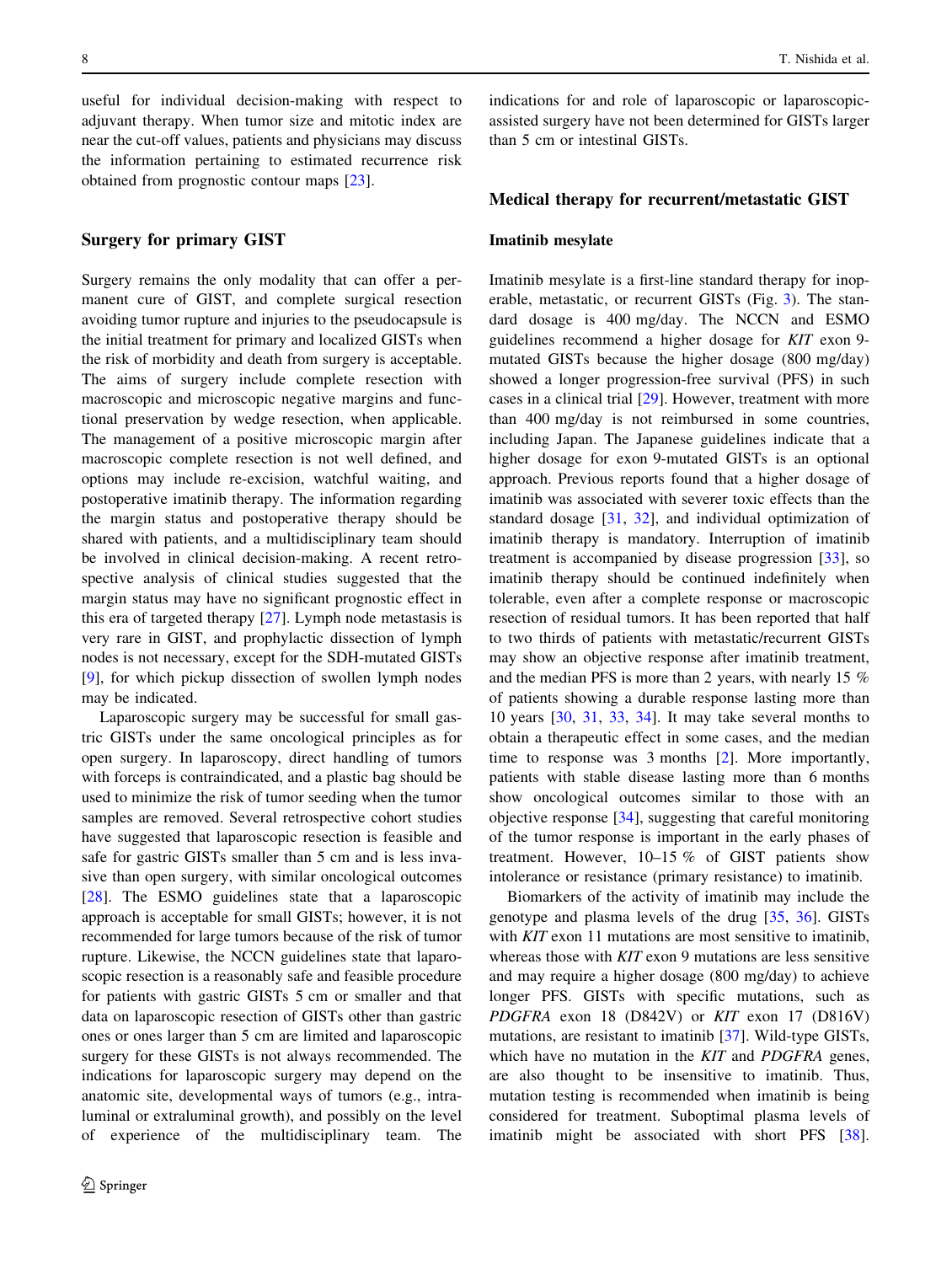useful for individual decision-making with respect to adjuvant therapy. When tumor size and mitotic index are near the cut-off values, patients and physicians may discuss the information pertaining to estimated recurrence risk obtained from prognostic contour maps [23].

## Surgery for primary GIST

Surgery remains the only modality that can offer a permanent cure of GIST, and complete surgical resection avoiding tumor rupture and injuries to the pseudocapsule is the initial treatment for primary and localized GISTs when the risk of morbidity and death from surgery is acceptable. The aims of surgery include complete resection with macroscopic and microscopic negative margins and functional preservation by wedge resection, when applicable. The management of a positive microscopic margin after macroscopic complete resection is not well defined, and options may include re-excision, watchful waiting, and postoperative imatinib therapy. The information regarding the margin status and postoperative therapy should be shared with patients, and a multidisciplinary team should be involved in clinical decision-making. A recent retrospective analysis of clinical studies suggested that the margin status may have no significant prognostic effect in this era of targeted therapy [27]. Lymph node metastasis is very rare in GIST, and prophylactic dissection of lymph nodes is not necessary, except for the SDH-mutated GISTs [9], for which pickup dissection of swollen lymph nodes may be indicated.

Laparoscopic surgery may be successful for small gastric GISTs under the same oncological principles as for open surgery. In laparoscopy, direct handling of tumors with forceps is contraindicated, and a plastic bag should be used to minimize the risk of tumor seeding when the tumor samples are removed. Several retrospective cohort studies have suggested that laparoscopic resection is feasible and safe for gastric GISTs smaller than 5 cm and is less invasive than open surgery, with similar oncological outcomes [28]. The ESMO guidelines state that a laparoscopic approach is acceptable for small GISTs; however, it is not recommended for large tumors because of the risk of tumor rupture. Likewise, the NCCN guidelines state that laparoscopic resection is a reasonably safe and feasible procedure for patients with gastric GISTs 5 cm or smaller and that data on laparoscopic resection of GISTs other than gastric ones or ones larger than 5 cm are limited and laparoscopic surgery for these GISTs is not always recommended. The indications for laparoscopic surgery may depend on the anatomic site, developmental ways of tumors (e.g., intraluminal or extraluminal growth), and possibly on the level of experience of the multidisciplinary team. The indications for and role of laparoscopic or laparoscopic-assisted surgery have not been determined for GISTs larger than 5 cm or intestinal GISTs.

## Medical therapy for recurrent/metastatic GIST

### Imatinib mesylate

Imatinib mesylate is a first-line standard therapy for inoperable, metastatic, or recurrent GISTs (Fig. 3). The standard dosage is 400 mg/day. The NCCN and ESMO guidelines recommend a higher dosage for *KIT* exon 9-mutated GISTs because the higher dosage (800 mg/day) showed a longer progression-free survival (PFS) in such cases in a clinical trial [29]. However, treatment with more than 400 mg/day is not reimbursed in some countries, including Japan. The Japanese guidelines indicate that a higher dosage for exon 9-mutated GISTs is an optional approach. Previous reports found that a higher dosage of imatinib was associated with severer toxic effects than the standard dosage [31, 32], and individual optimization of imatinib therapy is mandatory. Interruption of imatinib treatment is accompanied by disease progression [33], so imatinib therapy should be continued indefinitely when tolerable, even after a complete response or macroscopic resection of residual tumors. It has been reported that half to two thirds of patients with metastatic/recurrent GISTs may show an objective response after imatinib treatment, and the median PFS is more than 2 years, with nearly 15 % of patients showing a durable response lasting more than 10 years [30, 31, 33, 34]. It may take several months to obtain a therapeutic effect in some cases, and the median time to response was 3 months [2]. More importantly, patients with stable disease lasting more than 6 months show oncological outcomes similar to those with an objective response [34], suggesting that careful monitoring of the tumor response is important in the early phases of treatment. However, 10–15 % of GIST patients show intolerance or resistance (primary resistance) to imatinib.

Biomarkers of the activity of imatinib may include the genotype and plasma levels of the drug [35, 36]. GISTs with *KIT* exon 11 mutations are most sensitive to imatinib, whereas those with *KIT* exon 9 mutations are less sensitive and may require a higher dosage (800 mg/day) to achieve longer PFS. GISTs with specific mutations, such as *PDGFRA* exon 18 (D842V) or *KIT* exon 17 (D816V) mutations, are resistant to imatinib [37]. Wild-type GISTs, which have no mutation in the *KIT* and *PDGFRA* genes, are also thought to be insensitive to imatinib. Thus, mutation testing is recommended when imatinib is being considered for treatment. Suboptimal plasma levels of imatinib might be associated with short PFS [38].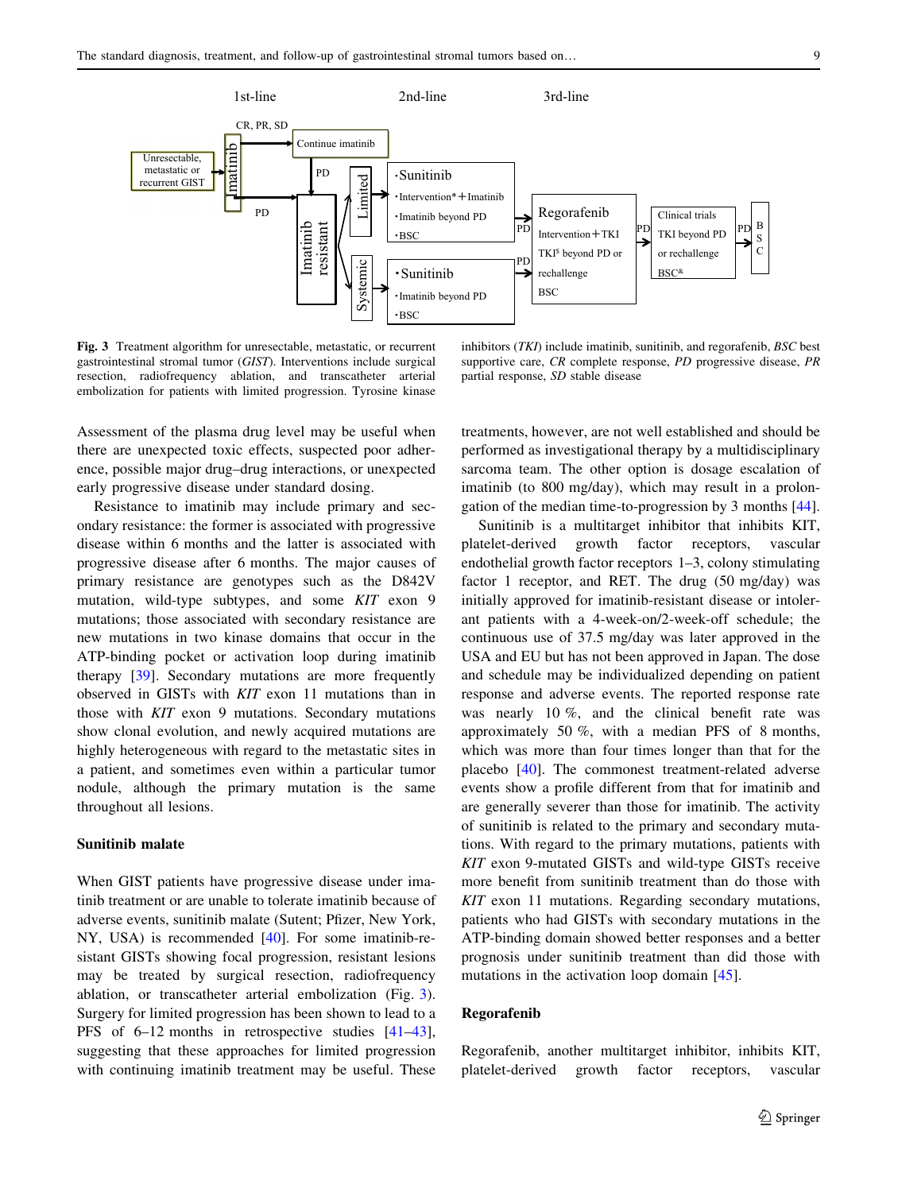Fig. 3 Treatment algorithm for unresectable, metastatic, or recurrent gastrointestinal stromal tumor (*GIST*). Interventions include surgical resection, radiofrequency ablation, and transcatheter arterial embolization for patients with limited progression. Tyrosine kinase inhibitors (*TKI*) include imatinib, sunitinib, and regorafenib, *BSC* best supportive care, *CR* complete response, *PD* progressive disease, *PR* partial response, *SD* stable disease

Assessment of the plasma drug level may be useful when there are unexpected toxic effects, suspected poor adherence, possible major drug–drug interactions, or unexpected early progressive disease under standard dosing.

Resistance to imatinib may include primary and secondary resistance: the former is associated with progressive disease within 6 months and the latter is associated with progressive disease after 6 months. The major causes of primary resistance are genotypes such as the D842V mutation, wild-type subtypes, and some *KIT* exon 9 mutations; those associated with secondary resistance are new mutations in two kinase domains that occur in the ATP-binding pocket or activation loop during imatinib therapy [39]. Secondary mutations are more frequently observed in GISTs with *KIT* exon 11 mutations than in those with *KIT* exon 9 mutations. Secondary mutations show clonal evolution, and newly acquired mutations are highly heterogeneous with regard to the metastatic sites in a patient, and sometimes even within a particular tumor nodule, although the primary mutation is the same throughout all lesions.

## Sunitinib malate

When GIST patients have progressive disease under imatinib treatment or are unable to tolerate imatinib because of adverse events, sunitinib malate (Sutent; Pfizer, New York, NY, USA) is recommended [40]. For some imatinib-resistant GISTs showing focal progression, resistant lesions may be treated by surgical resection, radiofrequency ablation, or transcatheter arterial embolization (Fig. 3). Surgery for limited progression has been shown to lead to a PFS of 6–12 months in retrospective studies [41–43], suggesting that these approaches for limited progression with continuing imatinib treatment may be useful. These treatments, however, are not well established and should be performed as investigational therapy by a multidisciplinary sarcoma team. The other option is dosage escalation of imatinib (to 800 mg/day), which may result in a prolongation of the median time-to-progression by 3 months [44].

Sunitinib is a multitarget inhibitor that inhibits KIT, platelet-derived growth factor receptors, vascular endothelial growth factor receptors 1–3, colony stimulating factor 1 receptor, and RET. The drug (50 mg/day) was initially approved for imatinib-resistant disease or intolerant patients with a 4-week-on/2-week-off schedule; the continuous use of 37.5 mg/day was later approved in the USA and EU but has not been approved in Japan. The dose and schedule may be individualized depending on patient response and adverse events. The reported response rate was nearly 10 %, and the clinical benefit rate was approximately 50 %, with a median PFS of 8 months, which was more than four times longer than that for the placebo [40]. The commonest treatment-related adverse events show a profile different from that for imatinib and are generally severer than those for imatinib. The activity of sunitinib is related to the primary and secondary mutations. With regard to the primary mutations, patients with *KIT* exon 9-mutated GISTs and wild-type GISTs receive more benefit from sunitinib treatment than do those with *KIT* exon 11 mutations. Regarding secondary mutations, patients who had GISTs with secondary mutations in the ATP-binding domain showed better responses and a better prognosis under sunitinib treatment than did those with mutations in the activation loop domain [45].

## Regorafenib

Regorafenib, another multitarget inhibitor, inhibits KIT, platelet-derived growth factor receptors, vascular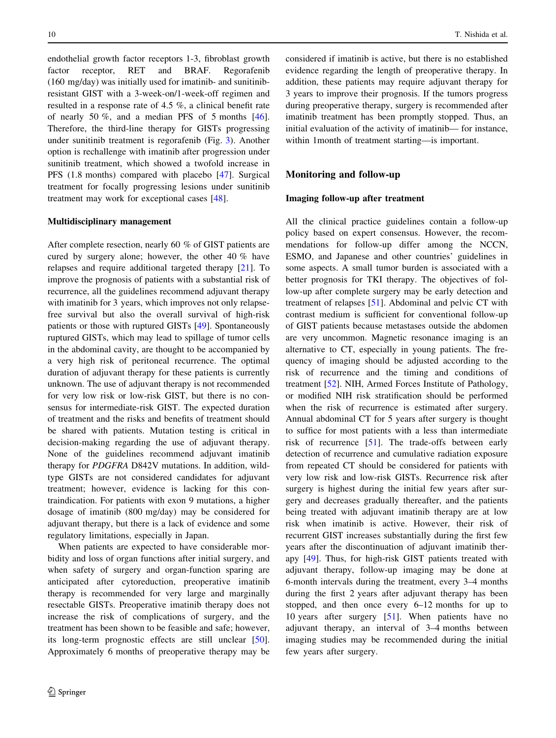endothelial growth factor receptors 1-3, fibroblast growth factor receptor, RET and BRAF. Regorafenib (160 mg/day) was initially used for imatinib- and sunitinib-resistant GIST with a 3-week-on/1-week-off regimen and resulted in a response rate of 4.5 %, a clinical benefit rate of nearly 50 %, and a median PFS of 5 months [46]. Therefore, the third-line therapy for GISTs progressing under sunitinib treatment is regorafenib (Fig. 3). Another option is rechallenge with imatinib after progression under sunitinib treatment, which showed a twofold increase in PFS (1.8 months) compared with placebo [47]. Surgical treatment for focally progressing lesions under sunitinib treatment may work for exceptional cases [48].

### Multidisciplinary management

After complete resection, nearly 60 % of GIST patients are cured by surgery alone; however, the other 40 % have relapses and require additional targeted therapy [21]. To improve the prognosis of patients with a substantial risk of recurrence, all the guidelines recommend adjuvant therapy with imatinib for 3 years, which improves not only relapse-free survival but also the overall survival of high-risk patients or those with ruptured GISTs [49]. Spontaneously ruptured GISTs, which may lead to spillage of tumor cells in the abdominal cavity, are thought to be accompanied by a very high risk of peritoneal recurrence. The optimal duration of adjuvant therapy for these patients is currently unknown. The use of adjuvant therapy is not recommended for very low risk or low-risk GIST, but there is no consensus for intermediate-risk GIST. The expected duration of treatment and the risks and benefits of treatment should be shared with patients. Mutation testing is critical in decision-making regarding the use of adjuvant therapy. None of the guidelines recommend adjuvant imatinib therapy for *PDGFRA* D842V mutations. In addition, wild-type GISTs are not considered candidates for adjuvant treatment; however, evidence is lacking for this contraindication. For patients with exon 9 mutations, a higher dosage of imatinib (800 mg/day) may be considered for adjuvant therapy, but there is a lack of evidence and some regulatory limitations, especially in Japan.

When patients are expected to have considerable morbidity and loss of organ functions after initial surgery, and when safety of surgery and organ-function sparing are anticipated after cytoreduction, preoperative imatinib therapy is recommended for very large and marginally resectable GISTs. Preoperative imatinib therapy does not increase the risk of complications of surgery, and the treatment has been shown to be feasible and safe; however, its long-term prognostic effects are still unclear [50]. Approximately 6 months of preoperative therapy may be considered if imatinib is active, but there is no established evidence regarding the length of preoperative therapy. In addition, these patients may require adjuvant therapy for 3 years to improve their prognosis. If the tumors progress during preoperative therapy, surgery is recommended after imatinib treatment has been promptly stopped. Thus, an initial evaluation of the activity of imatinib— for instance, within 1month of treatment starting—is important.

## Monitoring and follow-up

### Imaging follow-up after treatment

All the clinical practice guidelines contain a follow-up policy based on expert consensus. However, the recommendations for follow-up differ among the NCCN, ESMO, and Japanese and other countries' guidelines in some aspects. A small tumor burden is associated with a better prognosis for TKI therapy. The objectives of follow-up after complete surgery may be early detection and treatment of relapses [51]. Abdominal and pelvic CT with contrast medium is sufficient for conventional follow-up of GIST patients because metastases outside the abdomen are very uncommon. Magnetic resonance imaging is an alternative to CT, especially in young patients. The frequency of imaging should be adjusted according to the risk of recurrence and the timing and conditions of treatment [52]. NIH, Armed Forces Institute of Pathology, or modified NIH risk stratification should be performed when the risk of recurrence is estimated after surgery. Annual abdominal CT for 5 years after surgery is thought to suffice for most patients with a less than intermediate risk of recurrence [51]. The trade-offs between early detection of recurrence and cumulative radiation exposure from repeated CT should be considered for patients with very low risk and low-risk GISTs. Recurrence risk after surgery is highest during the initial few years after surgery and decreases gradually thereafter, and the patients being treated with adjuvant imatinib therapy are at low risk when imatinib is active. However, their risk of recurrent GIST increases substantially during the first few years after the discontinuation of adjuvant imatinib therapy [49]. Thus, for high-risk GIST patients treated with adjuvant therapy, follow-up imaging may be done at 6-month intervals during the treatment, every 3–4 months during the first 2 years after adjuvant therapy has been stopped, and then once every 6–12 months for up to 10 years after surgery [51]. When patients have no adjuvant therapy, an interval of 3–4 months between imaging studies may be recommended during the initial few years after surgery.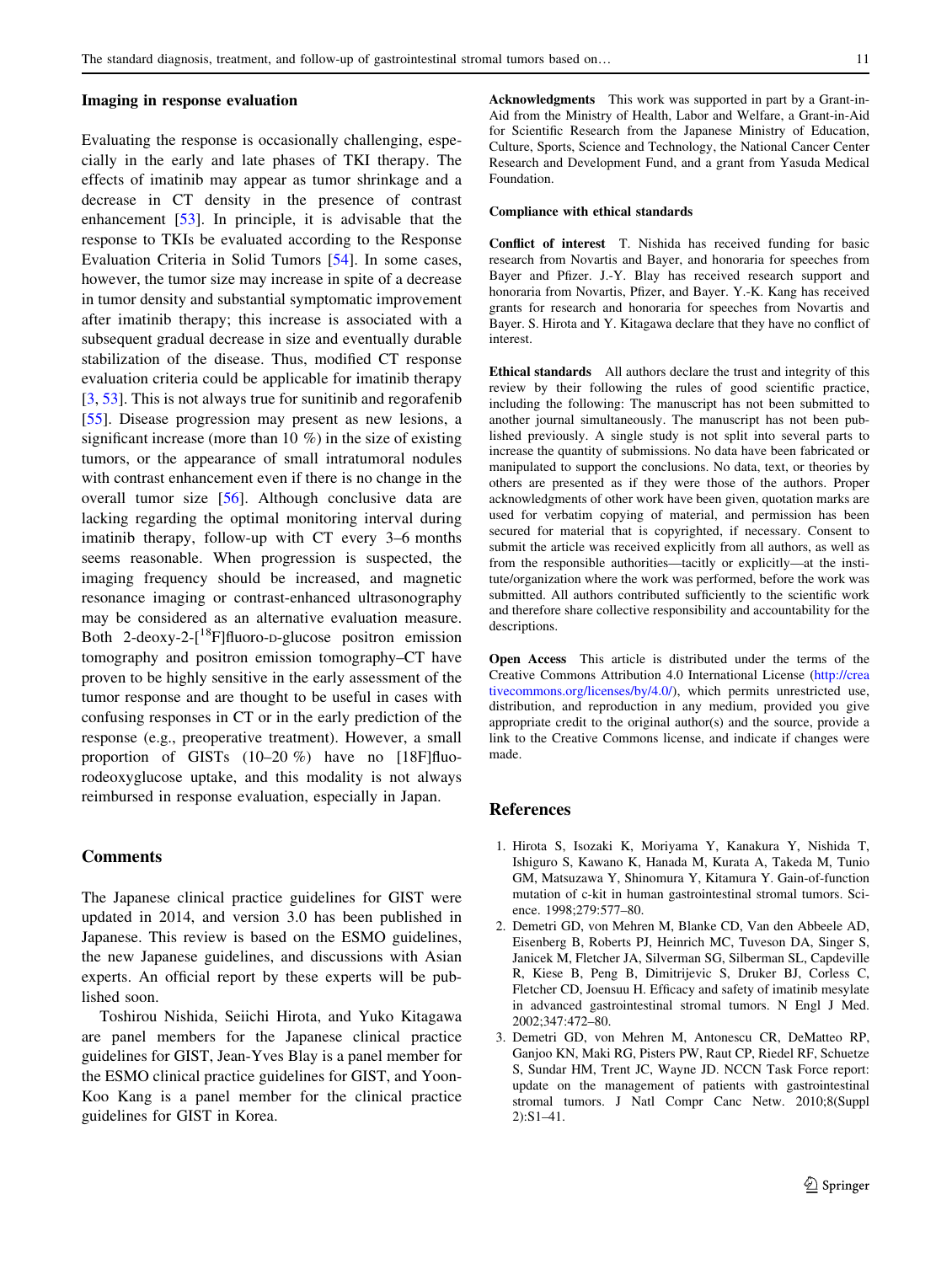### Imaging in response evaluation

Evaluating the response is occasionally challenging, especially in the early and late phases of TKI therapy. The effects of imatinib may appear as tumor shrinkage and a decrease in CT density in the presence of contrast enhancement [53]. In principle, it is advisable that the response to TKIs be evaluated according to the Response Evaluation Criteria in Solid Tumors [54]. In some cases, however, the tumor size may increase in spite of a decrease in tumor density and substantial symptomatic improvement after imatinib therapy; this increase is associated with a subsequent gradual decrease in size and eventually durable stabilization of the disease. Thus, modified CT response evaluation criteria could be applicable for imatinib therapy [3, 53]. This is not always true for sunitinib and regorafenib [55]. Disease progression may present as new lesions, a significant increase (more than 10 %) in the size of existing tumors, or the appearance of small intratumoral nodules with contrast enhancement even if there is no change in the overall tumor size [56]. Although conclusive data are lacking regarding the optimal monitoring interval during imatinib therapy, follow-up with CT every 3–6 months seems reasonable. When progression is suspected, the imaging frequency should be increased, and magnetic resonance imaging or contrast-enhanced ultrasonography may be considered as an alternative evaluation measure. Both 2-deoxy-2-[$^{18}$F]fluoro-D-glucose positron emission tomography and positron emission tomography–CT have proven to be highly sensitive in the early assessment of the tumor response and are thought to be useful in cases with confusing responses in CT or in the early prediction of the response (e.g., preoperative treatment). However, a small proportion of GISTs (10–20 %) have no [18F]fluorodeoxyglucose uptake, and this modality is not always reimbursed in response evaluation, especially in Japan.

## Comments

The Japanese clinical practice guidelines for GIST were updated in 2014, and version 3.0 has been published in Japanese. This review is based on the ESMO guidelines, the new Japanese guidelines, and discussions with Asian experts. An official report by these experts will be published soon.

Toshirou Nishida, Seiichi Hirota, and Yuko Kitagawa are panel members for the Japanese clinical practice guidelines for GIST, Jean-Yves Blay is a panel member for the ESMO clinical practice guidelines for GIST, and Yoon-Koo Kang is a panel member for the clinical practice guidelines for GIST in Korea.

**Acknowledgments** This work was supported in part by a Grant-in-Aid from the Ministry of Health, Labor and Welfare, a Grant-in-Aid for Scientific Research from the Japanese Ministry of Education, Culture, Sports, Science and Technology, the National Cancer Center Research and Development Fund, and a grant from Yasuda Medical Foundation.

#### Compliance with ethical standards

**Conflict of interest** T. Nishida has received funding for basic research from Novartis and Bayer, and honoraria for speeches from Bayer and Pfizer. J.-Y. Blay has received research support and honoraria from Novartis, Pfizer, and Bayer. Y.-K. Kang has received grants for research and honoraria for speeches from Novartis and Bayer. S. Hirota and Y. Kitagawa declare that they have no conflict of interest.

**Ethical standards** All authors declare the trust and integrity of this review by their following the rules of good scientific practice, including the following: The manuscript has not been submitted to another journal simultaneously. The manuscript has not been published previously. A single study is not split into several parts to increase the quantity of submissions. No data have been fabricated or manipulated to support the conclusions. No data, text, or theories by others are presented as if they were those of the authors. Proper acknowledgments of other work have been given, quotation marks are used for verbatim copying of material, and permission has been secured for material that is copyrighted, if necessary. Consent to submit the article was received explicitly from all authors, as well as from the responsible authorities—tacitly or explicitly—at the institute/organization where the work was performed, before the work was submitted. All authors contributed sufficiently to the scientific work and therefore share collective responsibility and accountability for the descriptions.

**Open Access** This article is distributed under the terms of the Creative Commons Attribution 4.0 International License (http://creativecommons.org/licenses/by/4.0/), which permits unrestricted use, distribution, and reproduction in any medium, provided you give appropriate credit to the original author(s) and the source, provide a link to the Creative Commons license, and indicate if changes were made.

## References

1. Hirota S, Isozaki K, Moriyama Y, Kanakura Y, Nishida T, Ishiguro S, Kawano K, Hanada M, Kurata A, Takeda M, Tunio GM, Matsuzawa Y, Shinomura Y, Kitamura Y. Gain-of-function mutation of c-kit in human gastrointestinal stromal tumors. Science. 1998;279:577–80.
2. Demetri GD, von Mehren M, Blanke CD, Van den Abbeele AD, Eisenberg B, Roberts PJ, Heinrich MC, Tuveson DA, Singer S, Janicek M, Fletcher JA, Silverman SG, Silberman SL, Capdeville R, Kiese B, Peng B, Dimitrijevic S, Druker BJ, Corless C, Fletcher CD, Joensuu H. Efficacy and safety of imatinib mesylate in advanced gastrointestinal stromal tumors. N Engl J Med. 2002;347:472–80.
3. Demetri GD, von Mehren M, Antonescu CR, DeMatteo RP, Ganjoo KN, Maki RG, Pisters PW, Raut CP, Riedel RF, Schuetze S, Sundar HM, Trent JC, Wayne JD. NCCN Task Force report: update on the management of patients with gastrointestinal stromal tumors. J Natl Compr Canc Netw. 2010;8(Suppl 2):S1–41.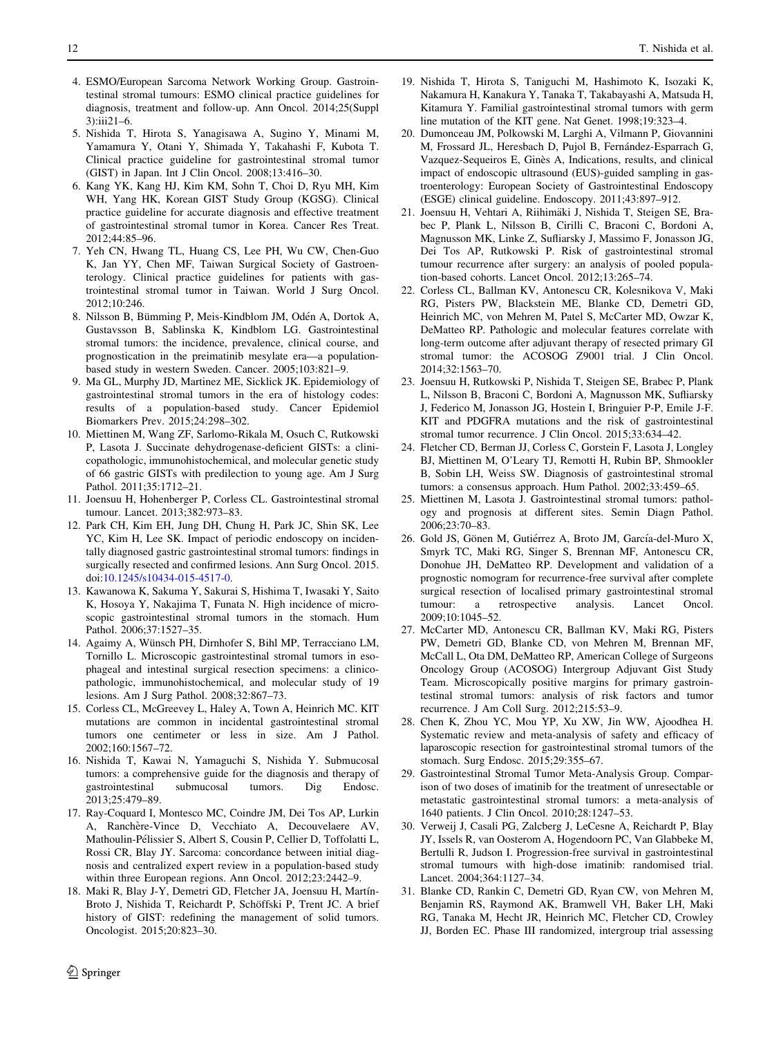4. ESMO/European Sarcoma Network Working Group. Gastrointestinal stromal tumours: ESMO clinical practice guidelines for diagnosis, treatment and follow-up. Ann Oncol. 2014;25(Suppl 3):iii21–6.
5. Nishida T, Hirota S, Yanagisawa A, Sugino Y, Minami M, Yamamura Y, Otani Y, Shimada Y, Takahashi F, Kubota T. Clinical practice guideline for gastrointestinal stromal tumor (GIST) in Japan. Int J Clin Oncol. 2008;13:416–30.
6. Kang YK, Kang HJ, Kim KM, Sohn T, Choi D, Ryu MH, Kim WH, Yang HK, Korean GIST Study Group (KGSG). Clinical practice guideline for accurate diagnosis and effective treatment of gastrointestinal stromal tumor in Korea. Cancer Res Treat. 2012;44:85–96.
7. Yeh CN, Hwang TL, Huang CS, Lee PH, Wu CW, Chen-Guo K, Jan YY, Chen MF, Taiwan Surgical Society of Gastroenterology. Clinical practice guidelines for patients with gastrointestinal stromal tumor in Taiwan. World J Surg Oncol. 2012;10:246.
8. Nilsson B, Bümming P, Meis-Kindblom JM, Odén A, Dortok A, Gustavsson B, Sablinska K, Kindblom LG. Gastrointestinal stromal tumors: the incidence, prevalence, clinical course, and prognostication in the preimatinib mesylate era—a population-based study in western Sweden. Cancer. 2005;103:821–9.
9. Ma GL, Murphy JD, Martinez ME, Sicklick JK. Epidemiology of gastrointestinal stromal tumors in the era of histology codes: results of a population-based study. Cancer Epidemiol Biomarkers Prev. 2015;24:298–302.
10. Miettinen M, Wang ZF, Sarlomo-Rikala M, Osuch C, Rutkowski P, Lasota J. Succinate dehydrogenase-deficient GISTs: a clinicopathologic, immunohistochemical, and molecular genetic study of 66 gastric GISTs with predilection to young age. Am J Surg Pathol. 2011;35:1712–21.
11. Joensuu H, Hohenberger P, Corless CL. Gastrointestinal stromal tumour. Lancet. 2013;382:973–83.
12. Park CH, Kim EH, Jung DH, Chung H, Park JC, Shin SK, Lee YC, Kim H, Lee SK. Impact of periodic endoscopy on incidentally diagnosed gastric gastrointestinal stromal tumors: findings in surgically resected and confirmed lesions. Ann Surg Oncol. 2015. doi:10.1245/s10434-015-4517-0.
13. Kawanowa K, Sakuma Y, Sakurai S, Hishima T, Iwasaki Y, Saito K, Hosoya Y, Nakajima T, Funata N. High incidence of microscopic gastrointestinal stromal tumors in the stomach. Hum Pathol. 2006;37:1527–35.
14. Agaimy A, Wünsch PH, Dirnhofer S, Bihl MP, Terracciano LM, Tornillo L. Microscopic gastrointestinal stromal tumors in esophageal and intestinal surgical resection specimens: a clinicopathologic, immunohistochemical, and molecular study of 19 lesions. Am J Surg Pathol. 2008;32:867–73.
15. Corless CL, McGreevey L, Haley A, Town A, Heinrich MC. KIT mutations are common in incidental gastrointestinal stromal tumors one centimeter or less in size. Am J Pathol. 2002;160:1567–72.
16. Nishida T, Kawai N, Yamaguchi S, Nishida Y. Submucosal tumors: a comprehensive guide for the diagnosis and therapy of gastrointestinal submucosal tumors. Dig Endosc. 2013;25:479–89.
17. Ray-Coquard I, Montesco MC, Coindre JM, Dei Tos AP, Lurkin A, Ranchère-Vince D, Vecchiato A, Decouvelaere AV, Mathoulin-Pélissier S, Albert S, Cousin P, Cellier D, Toffolatti L, Rossi CR, Blay JY. Sarcoma: concordance between initial diagnosis and centralized expert review in a population-based study within three European regions. Ann Oncol. 2012;23:2442–9.
18. Maki R, Blay J-Y, Demetri GD, Fletcher JA, Joensuu H, Martín-Broto J, Nishida T, Reichardt P, Schöffski P, Trent JC. A brief history of GIST: redefining the management of solid tumors. Oncologist. 2015;20:823–30.
19. Nishida T, Hirota S, Taniguchi M, Hashimoto K, Isozaki K, Nakamura H, Kanakura Y, Tanaka T, Takabayashi A, Matsuda H, Kitamura Y. Familial gastrointestinal stromal tumors with germ line mutation of the KIT gene. Nat Genet. 1998;19:323–4.
20. Dumonceau JM, Polkowski M, Larghi A, Vilmann P, Giovannini M, Frossard JL, Heresbach D, Pujol B, Fernández-Esparrach G, Vazquez-Sequeiros E, Ginès A, Indications, results, and clinical impact of endoscopic ultrasound (EUS)-guided sampling in gastroenterology: European Society of Gastrointestinal Endoscopy (ESGE) clinical guideline. Endoscopy. 2011;43:897–912.
21. Joensuu H, Vehtari A, Riihimäki J, Nishida T, Steigen SE, Brabec P, Plank L, Nilsson B, Cirilli C, Braconi C, Bordoni A, Magnusson MK, Linke Z, Sufliarsky J, Massimo F, Jonasson JG, Dei Tos AP, Rutkowski P. Risk of gastrointestinal stromal tumour recurrence after surgery: an analysis of pooled population-based cohorts. Lancet Oncol. 2012;13:265–74.
22. Corless CL, Ballman KV, Antonescu CR, Kolesnikova V, Maki RG, Pisters PW, Blackstein ME, Blanke CD, Demetri GD, Heinrich MC, von Mehren M, Patel S, McCarter MD, Owzar K, DeMatteo RP. Pathologic and molecular features correlate with long-term outcome after adjuvant therapy of resected primary GI stromal tumor: the ACOSOG Z9001 trial. J Clin Oncol. 2014;32:1563–70.
23. Joensuu H, Rutkowski P, Nishida T, Steigen SE, Brabec P, Plank L, Nilsson B, Braconi C, Bordoni A, Magnusson MK, Sufliarsky J, Federico M, Jonasson JG, Hostein I, Bringuier P-P, Emile J-F. KIT and PDGFRA mutations and the risk of gastrointestinal stromal tumor recurrence. J Clin Oncol. 2015;33:634–42.
24. Fletcher CD, Berman JJ, Corless C, Gorstein F, Lasota J, Longley BJ, Miettinen M, O'Leary TJ, Remotti H, Rubin BP, Shmookler B, Sobin LH, Weiss SW. Diagnosis of gastrointestinal stromal tumors: a consensus approach. Hum Pathol. 2002;33:459–65.
25. Miettinen M, Lasota J. Gastrointestinal stromal tumors: pathology and prognosis at different sites. Semin Diagn Pathol. 2006;23:70–83.
26. Gold JS, Gönen M, Gutiérrez A, Broto JM, García-del-Muro X, Smyrk TC, Maki RG, Singer S, Brennan MF, Antonescu CR, Donohue JH, DeMatteo RP. Development and validation of a prognostic nomogram for recurrence-free survival after complete surgical resection of localised primary gastrointestinal stromal tumour: a retrospective analysis. Lancet Oncol. 2009;10:1045–52.
27. McCarter MD, Antonescu CR, Ballman KV, Maki RG, Pisters PW, Demetri GD, Blanke CD, von Mehren M, Brennan MF, McCall L, Ota DM, DeMatteo RP, American College of Surgeons Oncology Group (ACOSOG) Intergroup Adjuvant Gist Study Team. Microscopically positive margins for primary gastrointestinal stromal tumors: analysis of risk factors and tumor recurrence. J Am Coll Surg. 2012;215:53–9.
28. Chen K, Zhou YC, Mou YP, Xu XW, Jin WW, Ajoodhea H. Systematic review and meta-analysis of safety and efficacy of laparoscopic resection for gastrointestinal stromal tumors of the stomach. Surg Endosc. 2015;29:355–67.
29. Gastrointestinal Stromal Tumor Meta-Analysis Group. Comparison of two doses of imatinib for the treatment of unresectable or metastatic gastrointestinal stromal tumors: a meta-analysis of 1640 patients. J Clin Oncol. 2010;28:1247–53.
30. Verweij J, Casali PG, Zalcberg J, LeCesne A, Reichardt P, Blay JY, Issels R, van Oosterom A, Hogendoorn PC, Van Glabbeke M, Bertulli R, Judson I. Progression-free survival in gastrointestinal stromal tumours with high-dose imatinib: randomised trial. Lancet. 2004;364:1127–34.
31. Blanke CD, Rankin C, Demetri GD, Ryan CW, von Mehren M, Benjamin RS, Raymond AK, Bramwell VH, Baker LH, Maki RG, Tanaka M, Hecht JR, Heinrich MC, Fletcher CD, Crowley JJ, Borden EC. Phase III randomized, intergroup trial assessing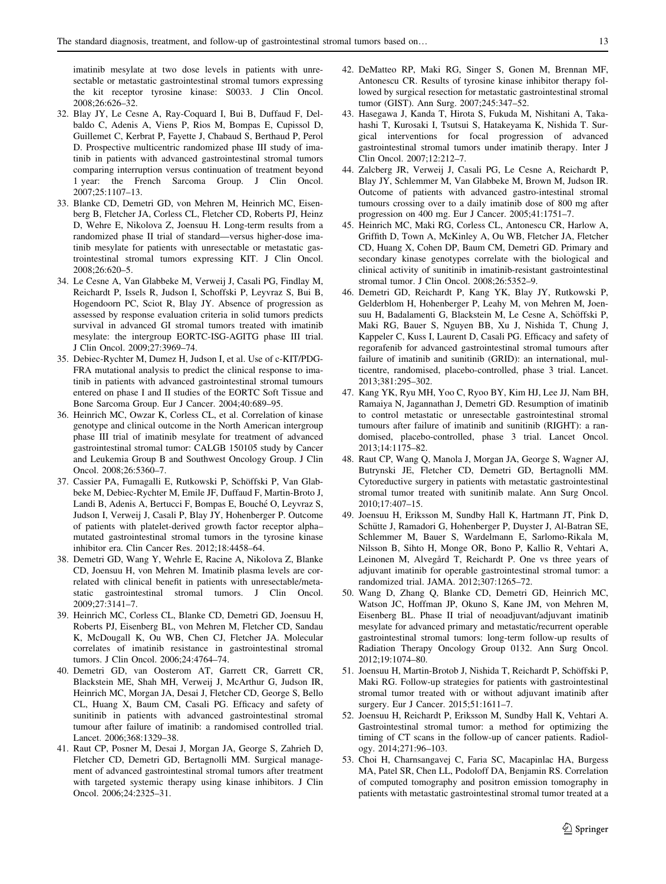imatinib mesylate at two dose levels in patients with unresectable or metastatic gastrointestinal stromal tumors expressing the kit receptor tyrosine kinase: S0033. J Clin Oncol. 2008;26:626–32.

32. Blay JY, Le Cesne A, Ray-Coquard I, Bui B, Duffaud F, Delbaldo C, Adenis A, Viens P, Rios M, Bompas E, Cupissol D, Guillemet C, Kerbrat P, Fayette J, Chabaud S, Berthaud P, Perol D. Prospective multicentric randomized phase III study of imatinib in patients with advanced gastrointestinal stromal tumors comparing interruption versus continuation of treatment beyond 1 year: the French Sarcoma Group. J Clin Oncol. 2007;25:1107–13.
33. Blanke CD, Demetri GD, von Mehren M, Heinrich MC, Eisenberg B, Fletcher JA, Corless CL, Fletcher CD, Roberts PJ, Heinz D, Wehre E, Nikolova Z, Joensuu H. Long-term results from a randomized phase II trial of standard—versus higher-dose imatinib mesylate for patients with unresectable or metastatic gastrointestinal stromal tumors expressing KIT. J Clin Oncol. 2008;26:620–5.
34. Le Cesne A, Van Glabbeke M, Verweij J, Casali PG, Findlay M, Reichardt P, Issels R, Judson I, Schoffski P, Leyvraz S, Bui B, Hogendoorn PC, Sciot R, Blay JY. Absence of progression as assessed by response evaluation criteria in solid tumors predicts survival in advanced GI stromal tumors treated with imatinib mesylate: the intergroup EORTC-ISG-AGITG phase III trial. J Clin Oncol. 2009;27:3969–74.
35. Debiec-Rychter M, Dumez H, Judson I, et al. Use of c-KIT/PDGFRA mutational analysis to predict the clinical response to imatinib in patients with advanced gastrointestinal stromal tumours entered on phase I and II studies of the EORTC Soft Tissue and Bone Sarcoma Group. Eur J Cancer. 2004;40:689–95.
36. Heinrich MC, Owzar K, Corless CL, et al. Correlation of kinase genotype and clinical outcome in the North American intergroup phase III trial of imatinib mesylate for treatment of advanced gastrointestinal stromal tumor: CALGB 150105 study by Cancer and Leukemia Group B and Southwest Oncology Group. J Clin Oncol. 2008;26:5360–7.
37. Cassier PA, Fumagalli E, Rutkowski P, Schöffski P, Van Glabbeke M, Debiec-Rychter M, Emile JF, Duffaud F, Martin-Broto J, Landi B, Adenis A, Bertucci F, Bompas E, Bouché O, Leyvraz S, Judson I, Verweij J, Casali P, Blay JY, Hohenberger P. Outcome of patients with platelet-derived growth factor receptor alpha–mutated gastrointestinal stromal tumors in the tyrosine kinase inhibitor era. Clin Cancer Res. 2012;18:4458–64.
38. Demetri GD, Wang Y, Wehrle E, Racine A, Nikolova Z, Blanke CD, Joensuu H, von Mehren M. Imatinib plasma levels are correlated with clinical benefit in patients with unresectable/metastatic gastrointestinal stromal tumors. J Clin Oncol. 2009;27:3141–7.
39. Heinrich MC, Corless CL, Blanke CD, Demetri GD, Joensuu H, Roberts PJ, Eisenberg BL, von Mehren M, Fletcher CD, Sandau K, McDougall K, Ou WB, Chen CJ, Fletcher JA. Molecular correlates of imatinib resistance in gastrointestinal stromal tumors. J Clin Oncol. 2006;24:4764–74.
40. Demetri GD, van Oosterom AT, Garrett CR, Garrett CR, Blackstein ME, Shah MH, Verweij J, McArthur G, Judson IR, Heinrich MC, Morgan JA, Desai J, Fletcher CD, George S, Bello CL, Huang X, Baum CM, Casali PG. Efficacy and safety of sunitinib in patients with advanced gastrointestinal stromal tumour after failure of imatinib: a randomised controlled trial. Lancet. 2006;368:1329–38.
41. Raut CP, Posner M, Desai J, Morgan JA, George S, Zahrieh D, Fletcher CD, Demetri GD, Bertagnolli MM. Surgical management of advanced gastrointestinal stromal tumors after treatment with targeted systemic therapy using kinase inhibitors. J Clin Oncol. 2006;24:2325–31.
42. DeMatteo RP, Maki RG, Singer S, Gonen M, Brennan MF, Antonescu CR. Results of tyrosine kinase inhibitor therapy followed by surgical resection for metastatic gastrointestinal stromal tumor (GIST). Ann Surg. 2007;245:347–52.
43. Hasegawa J, Kanda T, Hirota S, Fukuda M, Nishitani A, Takahashi T, Kurosaki I, Tsutsui S, Hatakeyama K, Nishida T. Surgical interventions for focal progression of advanced gastrointestinal stromal tumors under imatinib therapy. Inter J Clin Oncol. 2007;12:212–7.
44. Zalcberg JR, Verweij J, Casali PG, Le Cesne A, Reichardt P, Blay JY, Schlemmer M, Van Glabbeke M, Brown M, Judson IR. Outcome of patients with advanced gastro-intestinal stromal tumours crossing over to a daily imatinib dose of 800 mg after progression on 400 mg. Eur J Cancer. 2005;41:1751–7.
45. Heinrich MC, Maki RG, Corless CL, Antonescu CR, Harlow A, Griffith D, Town A, McKinley A, Ou WB, Fletcher JA, Fletcher CD, Huang X, Cohen DP, Baum CM, Demetri GD. Primary and secondary kinase genotypes correlate with the biological and clinical activity of sunitinib in imatinib-resistant gastrointestinal stromal tumor. J Clin Oncol. 2008;26:5352–9.
46. Demetri GD, Reichardt P, Kang YK, Blay JY, Rutkowski P, Gelderblom H, Hohenberger P, Leahy M, von Mehren M, Joensuu H, Badalamenti G, Blackstein M, Le Cesne A, Schöffski P, Maki RG, Bauer S, Nguyen BB, Xu J, Nishida T, Chung J, Kappeler C, Kuss I, Laurent D, Casali PG. Efficacy and safety of regorafenib for advanced gastrointestinal stromal tumours after failure of imatinib and sunitinib (GRID): an international, multicentre, randomised, placebo-controlled, phase 3 trial. Lancet. 2013;381:295–302.
47. Kang YK, Ryu MH, Yoo C, Ryoo BY, Kim HJ, Lee JJ, Nam BH, Ramaiya N, Jagannathan J, Demetri GD. Resumption of imatinib to control metastatic or unresectable gastrointestinal stromal tumours after failure of imatinib and sunitinib (RIGHT): a randomised, placebo-controlled, phase 3 trial. Lancet Oncol. 2013;14:1175–82.
48. Raut CP, Wang Q, Manola J, Morgan JA, George S, Wagner AJ, Butrynski JE, Fletcher CD, Demetri GD, Bertagnolli MM. Cytoreductive surgery in patients with metastatic gastrointestinal stromal tumor treated with sunitinib malate. Ann Surg Oncol. 2010;17:407–15.
49. Joensuu H, Eriksson M, Sundby Hall K, Hartmann JT, Pink D, Schütte J, Ramadori G, Hohenberger P, Duyster J, Al-Batran SE, Schlemmer M, Bauer S, Wardelmann E, Sarlomo-Rikala M, Nilsson B, Sihto H, Monge OR, Bono P, Kallio R, Vehtari A, Leinonen M, Alvegård T, Reichardt P. One vs three years of adjuvant imatinib for operable gastrointestinal stromal tumor: a randomized trial. JAMA. 2012;307:1265–72.
50. Wang D, Zhang Q, Blanke CD, Demetri GD, Heinrich MC, Watson JC, Hoffman JP, Okuno S, Kane JM, von Mehren M, Eisenberg BL. Phase II trial of neoadjuvant/adjuvant imatinib mesylate for advanced primary and metastatic/recurrent operable gastrointestinal stromal tumors: long-term follow-up results of Radiation Therapy Oncology Group 0132. Ann Surg Oncol. 2012;19:1074–80.
51. Joensuu H, Martin-Brotob J, Nishida T, Reichardt P, Schöffski P, Maki RG. Follow-up strategies for patients with gastrointestinal stromal tumor treated with or without adjuvant imatinib after surgery. Eur J Cancer. 2015;51:1611–7.
52. Joensuu H, Reichardt P, Eriksson M, Sundby Hall K, Vehtari A. Gastrointestinal stromal tumor: a method for optimizing the timing of CT scans in the follow-up of cancer patients. Radiology. 2014;271:96–103.
53. Choi H, Charnsangavej C, Faria SC, Macapinlac HA, Burgess MA, Patel SR, Chen LL, Podoloff DA, Benjamin RS. Correlation of computed tomography and positron emission tomography in patients with metastatic gastrointestinal stromal tumor treated at a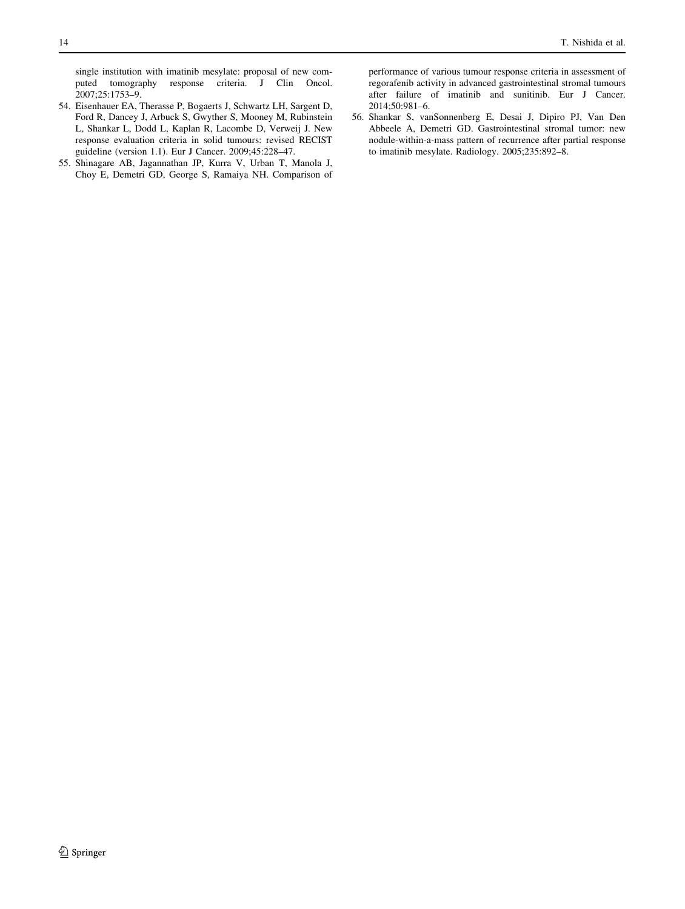single institution with imatinib mesylate: proposal of new computed tomography response criteria. J Clin Oncol. 2007;25:1753–9.

54. Eisenhauer EA, Therasse P, Bogaerts J, Schwartz LH, Sargent D, Ford R, Dancey J, Arbuck S, Gwyther S, Mooney M, Rubinstein L, Shankar L, Dodd L, Kaplan R, Lacombe D, Verweij J. New response evaluation criteria in solid tumours: revised RECIST guideline (version 1.1). Eur J Cancer. 2009;45:228–47.
55. Shinagare AB, Jagannathan JP, Kurra V, Urban T, Manola J, Choy E, Demetri GD, George S, Ramaiya NH. Comparison of performance of various tumour response criteria in assessment of regorafenib activity in advanced gastrointestinal stromal tumours after failure of imatinib and sunitinib. Eur J Cancer. 2014;50:981–6.
56. Shankar S, vanSonnenberg E, Desai J, Dipiro PJ, Van Den Abbeele A, Demetri GD. Gastrointestinal stromal tumor: new nodule-within-a-mass pattern of recurrence after partial response to imatinib mesylate. Radiology. 2005;235:892–8.